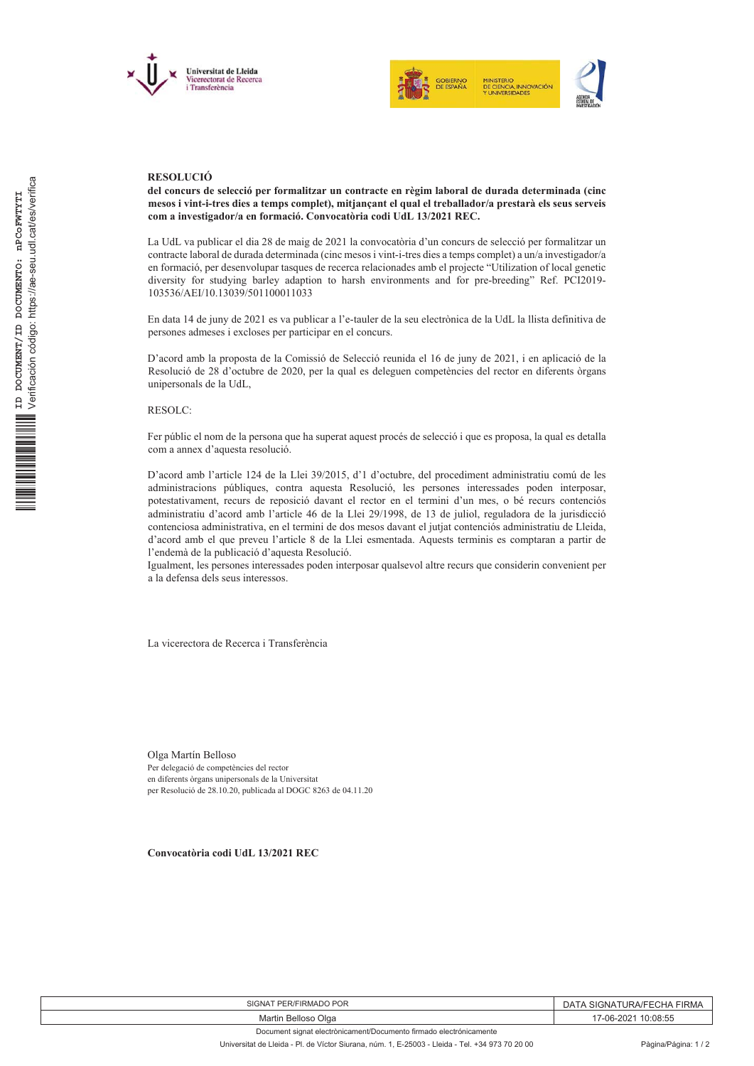**RESOLUCIÓ**

**del concurs de selecció per formalitzar un contracte en règim laboral de durada determinada (cinc mesos i vint-i-tres dies a temps complet), mitjançant el qual el treballador/a prestarà els seus serveis com a investigador/a en formació. Convocatòria codi UdL 13/2021 REC.**

La UdL va publicar el dia 28 de maig de 2021 la convocatòria d'un concurs de selecció per formalitzar un contracte laboral de durada determinada (cinc mesos i vint-i-tres dies a temps complet) a un/a investigador/a en formació, per desenvolupar tasques de recerca relacionades amb el projecte "Utilization of local genetic diversity for studying barley adaption to harsh environments and for pre-breeding" Ref. PCI2019-103536/AEI/10.13039/501100011033

En data 14 de juny de 2021 es va publicar a l'e-tauler de la seu electrònica de la UdL la llista definitiva de persones admeses i excloses per participar en el concurs.

D'acord amb la proposta de la Comissió de Selecció reunida el 16 de juny de 2021, i en aplicació de la Resolució de 28 d'octubre de 2020, per la qual es deleguen competències del rector en diferents òrgans unipersonals de la UdL,

RESOLC:

Fer públic el nom de la persona que ha superat aquest procés de selecció i que es proposa, la qual es detalla com a annex d'aquesta resolució.

D'acord amb l'article 124 de la Llei 39/2015, d'1 d'octubre, del procediment administratiu comú de les administracions públiques, contra aquesta Resolució, les persones interessades poden interposar, potestativament, recurs de reposició davant el rector en el termini d'un mes, o bé recurs contenciós administratiu d'acord amb l'article 46 de la Llei 29/1998, de 13 de juliol, reguladora de la jurisdicció contenciosa administrativa, en el termini de dos mesos davant el jutjat contenciós administratiu de Lleida, d'acord amb el que preveu l'article 8 de la Llei esmentada. Aquests terminis es comptaran a partir de l'endemà de la publicació d'aquesta Resolució.
Igualment, les persones interessades poden interposar qualsevol altre recurs que considerin convenient per a la defensa dels seus interessos.

La vicerectora de Recerca i Transferència

Olga Martín Belloso
Per delegació de competències del rector
en diferents òrgans unipersonals de la Universitat
per Resolució de 28.10.20, publicada al DOGC 8263 de 04.11.20

**Convocatòria codi UdL 13/2021 REC**

| SIGNAT PER/FIRMADO POR | DATA SIGNATURA/FECHA FIRMA |
|---|---|
| Martin Belloso Olga | 17-06-2021 10:08:55 |

Document signat electrònicament/Documento firmado electrónicamente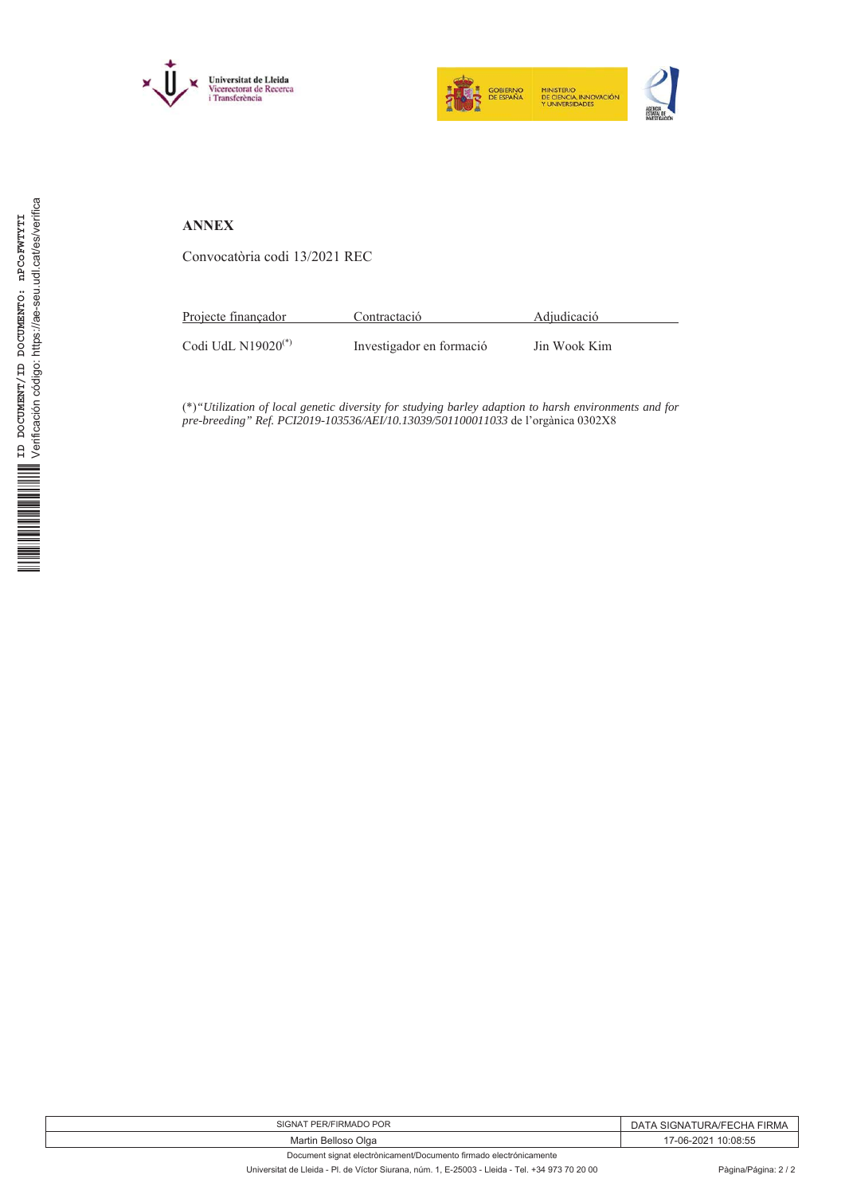## ANNEX

Convocatòria codi 13/2021 REC

| Projecte finançador | Contractació | Adjudicació |
|---|---|---|
| Codi UdL N19020(*) | Investigador en formació | Jin Wook Kim |

(*) *"Utilization of local genetic diversity for studying barley adaption to harsh environments and for pre-breeding" Ref. PCI2019-103536/AEI/10.13039/501100011033* de l'orgànica 0302X8

| SIGNAT PER/FIRMADO POR | DATA SIGNATURA/FECHA FIRMA |
|---|---|
| Martin Belloso Olga | 17-06-2021 10:08:55 |

Document signat electrònicament/Documento firmado electrónicamente